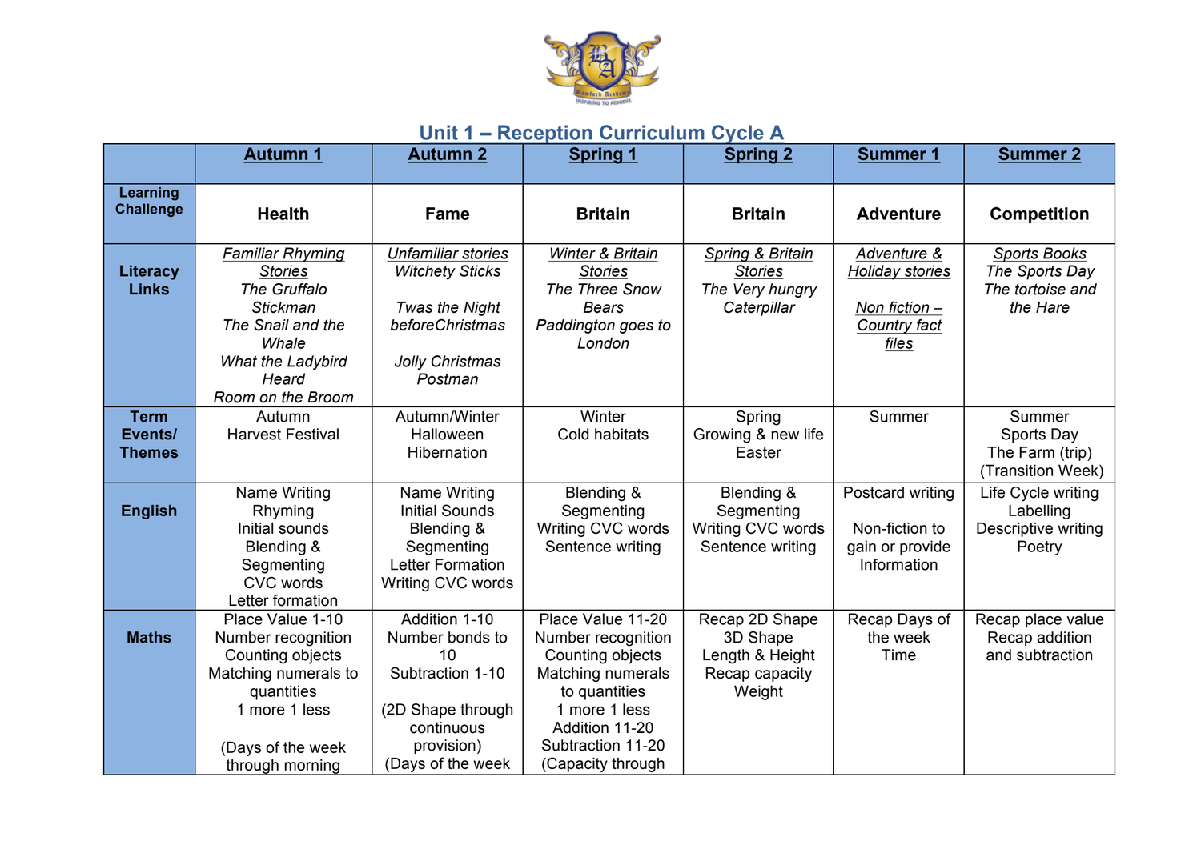# Unit 1 – Reception Curriculum Cycle A

| | **Autumn 1** | **Autumn 2** | **Spring 1** | **Spring 2** | **Summer 1** | **Summer 2** |
|---|---|---|---|---|---|---|
| **Learning Challenge** | **Health** | **Fame** | **Britain** | **Britain** | **Adventure** | **Competition** |
| **Literacy Links** | *Familiar Rhyming Stories* *The Gruffalo* *Stickman* *The Snail and the Whale* *What the Ladybird Heard* *Room on the Broom* | *Unfamiliar stories* *Witchety Sticks* *Twas the Night beforeChristmas* *Jolly Christmas Postman* | *Winter & Britain Stories* *The Three Snow Bears* *Paddington goes to London* | *Spring & Britain Stories* *The Very hungry Caterpillar* | *Adventure & Holiday stories* *Non fiction – Country fact files* | *Sports Books* *The Sports Day* *The tortoise and the Hare* |
| **Term Events/ Themes** | Autumn Harvest Festival | Autumn/Winter Halloween Hibernation | Winter Cold habitats | Spring Growing & new life Easter | Summer | Summer Sports Day The Farm (trip) (Transition Week) |
| **English** | Name Writing Rhyming Initial sounds Blending & Segmenting CVC words Letter formation | Name Writing Initial Sounds Blending & Segmenting Letter Formation Writing CVC words | Blending & Segmenting Writing CVC words Sentence writing | Blending & Segmenting Writing CVC words Sentence writing | Postcard writing Non-fiction to gain or provide Information | Life Cycle writing Labelling Descriptive writing Poetry |
| **Maths** | Place Value 1-10 Number recognition Counting objects Matching numerals to quantities 1 more 1 less (Days of the week through morning | Addition 1-10 Number bonds to 10 Subtraction 1-10 (2D Shape through continuous provision) (Days of the week | Place Value 11-20 Number recognition Counting objects Matching numerals to quantities 1 more 1 less Addition 11-20 Subtraction 11-20 (Capacity through | Recap 2D Shape 3D Shape Length & Height Recap capacity Weight | Recap Days of the week Time | Recap place value Recap addition and subtraction |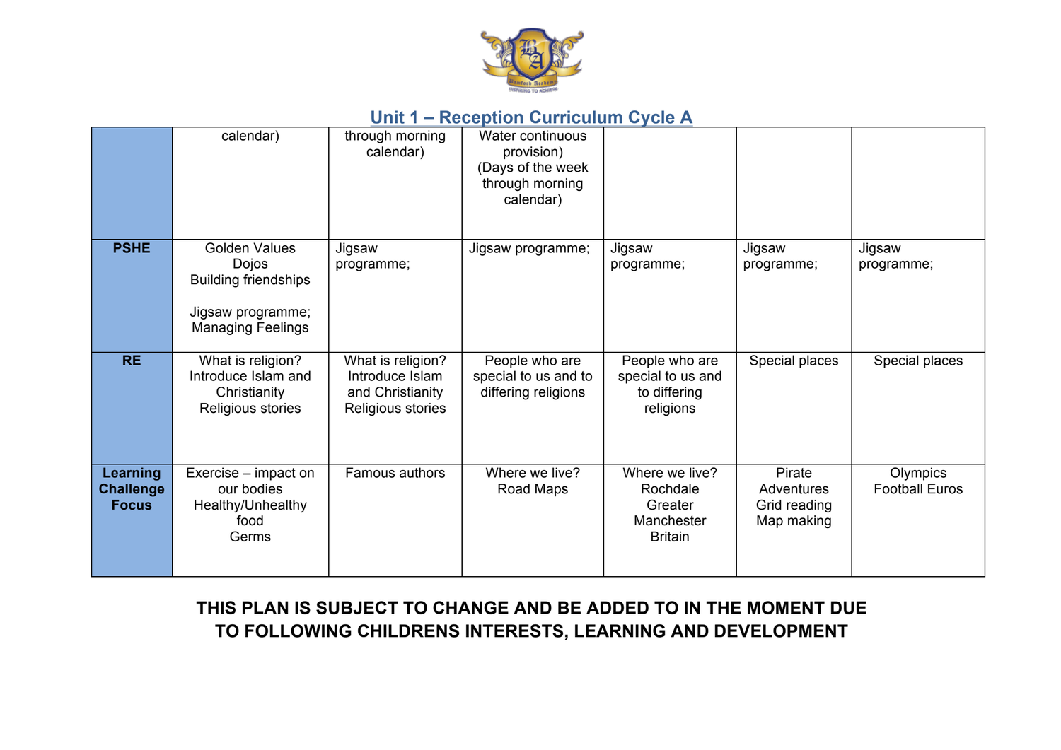## Unit 1 – Reception Curriculum Cycle A

| | | | | | | |
|---|---|---|---|---|---|---|
| | calendar) | through morning calendar) | Water continuous provision) (Days of the week through morning calendar) | | | |
| **PSHE** | Golden Values Dojos Building friendships<br><br>Jigsaw programme; Managing Feelings | Jigsaw programme; | Jigsaw programme; | Jigsaw programme; | Jigsaw programme; | Jigsaw programme; |
| **RE** | What is religion? Introduce Islam and Christianity Religious stories | What is religion? Introduce Islam and Christianity Religious stories | People who are special to us and to differing religions | People who are special to us and to differing religions | Special places | Special places |
| **Learning Challenge Focus** | Exercise – impact on our bodies Healthy/Unhealthy food Germs | Famous authors | Where we live? Road Maps | Where we live? Rochdale Greater Manchester Britain | Pirate Adventures Grid reading Map making | Olympics Football Euros |

**THIS PLAN IS SUBJECT TO CHANGE AND BE ADDED TO IN THE MOMENT DUE TO FOLLOWING CHILDRENS INTERESTS, LEARNING AND DEVELOPMENT**